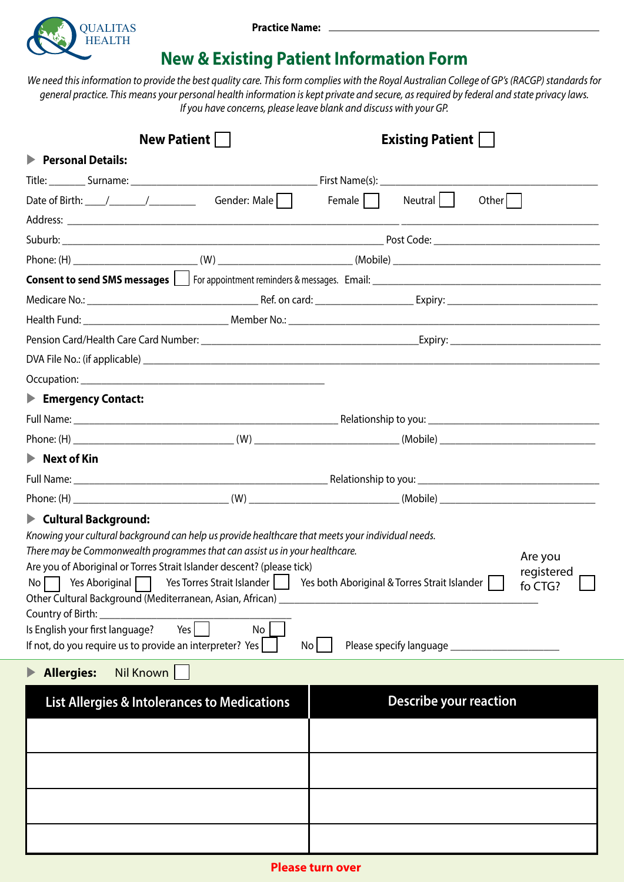QUALITAS HEALTH

**Practice Name:** ______________________________

# New & Existing Patient Information Form

*We need this information to provide the best quality care. This form complies with the Royal Australian College of GP's (RACGP) standards for general practice. This means your personal health information is kept private and secure, as required by federal and state privacy laws. If you have concerns, please leave blank and discuss with your GP.*

**New Patient** ☐ **Existing Patient** ☐

## Personal Details:

Title: _______ Surname: ______________________ First Name(s): ______________________

Date of Birth: ____/_______/_________ Gender: Male ☐ Female ☐ Neutral ☐ Other ☐

Address: ______________________________________________

Suburb: ______________________________ Post Code: ______________

Phone: (H) ______________ (W) ______________ (Mobile) ______________

**Consent to send SMS messages** ☐ For appointment reminders & messages. Email: ______________________

Medicare No.: ______________________ Ref. on card: __________ Expiry: ______________

Health Fund: ______________________ Member No.: ______________________

Pension Card/Health Care Card Number: ______________________ Expiry: ______________

DVA File No.: (if applicable) ______________________

Occupation: ______________________

## Emergency Contact:

Full Name: ______________________ Relationship to you: ______________________

Phone: (H) ______________ (W) ______________ (Mobile) ______________

## Next of Kin

Full Name: ______________________ Relationship to you: ______________________

Phone: (H) ______________ (W) ______________ (Mobile) ______________

## Cultural Background:

*Knowing your cultural background can help us provide healthcare that meets your individual needs.*
*There may be Commonwealth programmes that can assist us in your healthcare.*

Are you of Aboriginal or Torres Strait Islander descent? (please tick)

No ☐ Yes Aboriginal ☐ Yes Torres Strait Islander ☐ Yes both Aboriginal & Torres Strait Islander ☐

Are you registered fo CTG? ☐

Other Cultural Background (Mediterranean, Asian, African) ______________________

Country of Birth: ______________________

Is English your first language? Yes ☐ No ☐

If not, do you require us to provide an interpreter? Yes ☐ No ☐ Please specify language ______________

## Allergies:

Nil Known ☐

| List Allergies & Intolerances to Medications | Describe your reaction |
|---|---|
| | |
| | |
| | |
| | |

**Please turn over**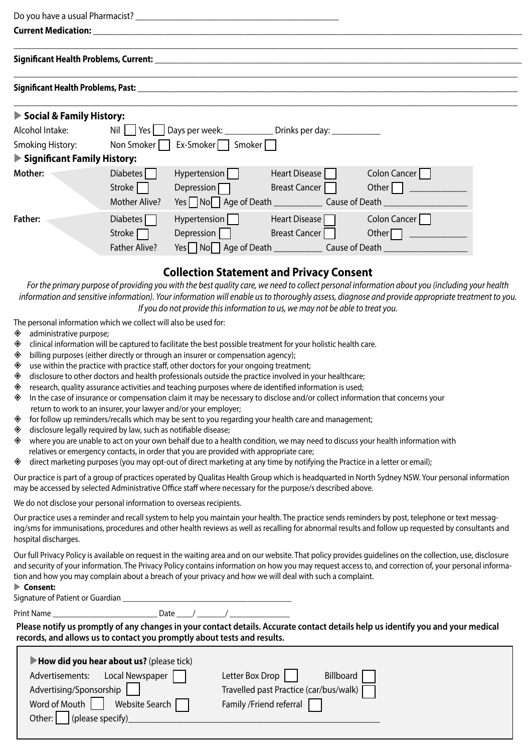Do you have a usual Pharmacist? ___________________________________________

**Current Medication:** _______________________________________________________________________________

_______________________________________________________________________________

**Significant Health Problems, Current:** ______________________________________________________________

_______________________________________________________________________________

**Significant Health Problems, Past:** ________________________________________________________________

_______________________________________________________________________________

### ▶ Social & Family History:

Alcohol Intake: Nil ☐ Yes ☐ Days per week: __________ Drinks per day: __________

Smoking History: Non Smoker ☐ Ex-Smoker ☐ Smoker ☐

### ▶ Significant Family History:

| | | | | |
|---|---|---|---|---|
| **Mother:** | Diabetes ☐ | Hypertension ☐ | Heart Disease ☐ | Colon Cancer ☐ |
| | Stroke ☐ | Depression ☐ | Breast Cancer ☐ | Other ☐ ____________ |
| | Mother Alive? | Yes ☐ No ☐ Age of Death __________ | Cause of Death __________________ | |
| **Father:** | Diabetes ☐ | Hypertension ☐ | Heart Disease ☐ | Colon Cancer ☐ |
| | Stroke ☐ | Depression ☐ | Breast Cancer ☐ | Other ☐ ____________ |
| | Father Alive? | Yes ☐ No ☐ Age of Death __________ | Cause of Death __________________ | |

## Collection Statement and Privacy Consent

*For the primary purpose of providing you with the best quality care, we need to collect personal information about you (including your health information and sensitive information). Your information will enable us to thoroughly assess, diagnose and provide appropriate treatment to you. If you do not provide this information to us, we may not be able to treat you.*

The personal information which we collect will also be used for:

- administrative purpose;
- clinical information will be captured to facilitate the best possible treatment for your holistic health care.
- billing purposes (either directly or through an insurer or compensation agency);
- use within the practice with practice staff, other doctors for your ongoing treatment;
- disclosure to other doctors and health professionals outside the practice involved in your healthcare;
- research, quality assurance activities and teaching purposes where de identified information is used;
- In the case of insurance or compensation claim it may be necessary to disclose and/or collect information that concerns your return to work to an insurer, your lawyer and/or your employer;
- for follow up reminders/recalls which may be sent to you regarding your health care and management;
- disclosure legally required by law, such as notifiable disease;
- where you are unable to act on your own behalf due to a health condition, we may need to discuss your health information with relatives or emergency contacts, in order that you are provided with appropriate care;
- direct marketing purposes (you may opt-out of direct marketing at any time by notifying the Practice in a letter or email);

Our practice is part of a group of practices operated by Qualitas Health Group which is headquarted in North Sydney NSW. Your personal information may be accessed by selected Administrative Office staff where necessary for the purpose/s described above.

We do not disclose your personal information to overseas recipients.

Our practice uses a reminder and recall system to help you maintain your health. The practice sends reminders by post, telephone or text messaging/sms for immunisations, procedures and other health reviews as well as recalling for abnormal results and follow up requested by consultants and hospital discharges.

Our full Privacy Policy is available on request in the waiting area and on our website. That policy provides guidelines on the collection, use, disclosure and security of your information. The Privacy Policy contains information on how you may request access to, and correction of, your personal information and how you may complain about a breach of your privacy and how we will deal with such a complaint.

### ▶ Consent:

Signature of Patient or Guardian ________________________________________

Print Name _________________________ Date ____/_______/_______________

**Please notify us promptly of any changes in your contact details. Accurate contact details help us identify you and your medical records, and allows us to contact you promptly about tests and results.**

### ▶ How did you hear about us? (please tick)

Advertisements: Local Newspaper ☐ Letter Box Drop ☐ Billboard ☐

Advertising/Sponsorship ☐ Travelled past Practice (car/bus/walk) ☐

Word of Mouth ☐ Website Search ☐ Family /Friend referral ☐

Other: ☐ (please specify)________________________________________________________